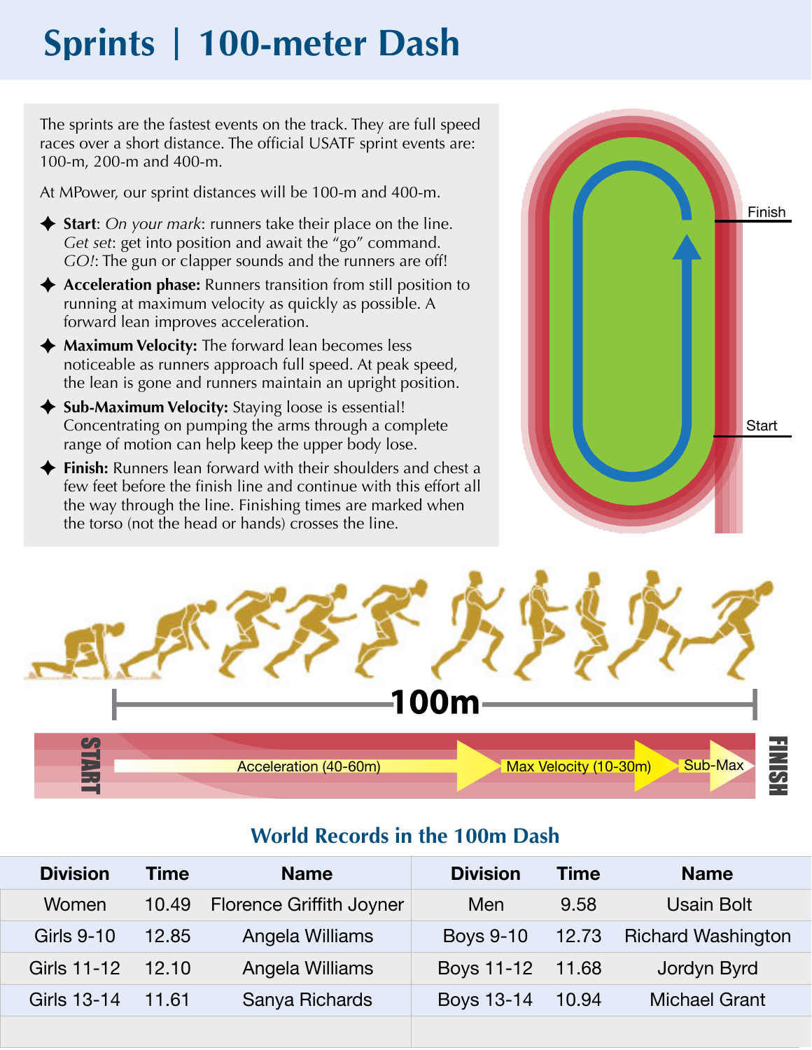# Sprints | 100-meter Dash

The sprints are the fastest events on the track. They are full speed races over a short distance. The official USATF sprint events are: 100-m, 200-m and 400-m.

At MPower, our sprint distances will be 100-m and 400-m.

- **Start**: *On your mark*: runners take their place on the line. *Get set*: get into position and await the "go" command. *GO!*: The gun or clapper sounds and the runners are off!
- **Acceleration phase:** Runners transition from still position to running at maximum velocity as quickly as possible. A forward lean improves acceleration.
- **Maximum Velocity:** The forward lean becomes less noticeable as runners approach full speed. At peak speed, the lean is gone and runners maintain an upright position.
- **Sub-Maximum Velocity:** Staying loose is essential! Concentrating on pumping the arms through a complete range of motion can help keep the upper body lose.
- **Finish:** Runners lean forward with their shoulders and chest a few feet before the finish line and continue with this effort all the way through the line. Finishing times are marked when the torso (not the head or hands) crosses the line.

Finish

Start

100m

START — Acceleration (40-60m) — Max Velocity (10-30m) — Sub-Max — FINISH

## World Records in the 100m Dash

| Division | Time | Name | Division | Time | Name |
|---|---|---|---|---|---|
| Women | 10.49 | Florence Griffith Joyner | Men | 9.58 | Usain Bolt |
| Girls 9-10 | 12.85 | Angela Williams | Boys 9-10 | 12.73 | Richard Washington |
| Girls 11-12 | 12.10 | Angela Williams | Boys 11-12 | 11.68 | Jordyn Byrd |
| Girls 13-14 | 11.61 | Sanya Richards | Boys 13-14 | 10.94 | Michael Grant |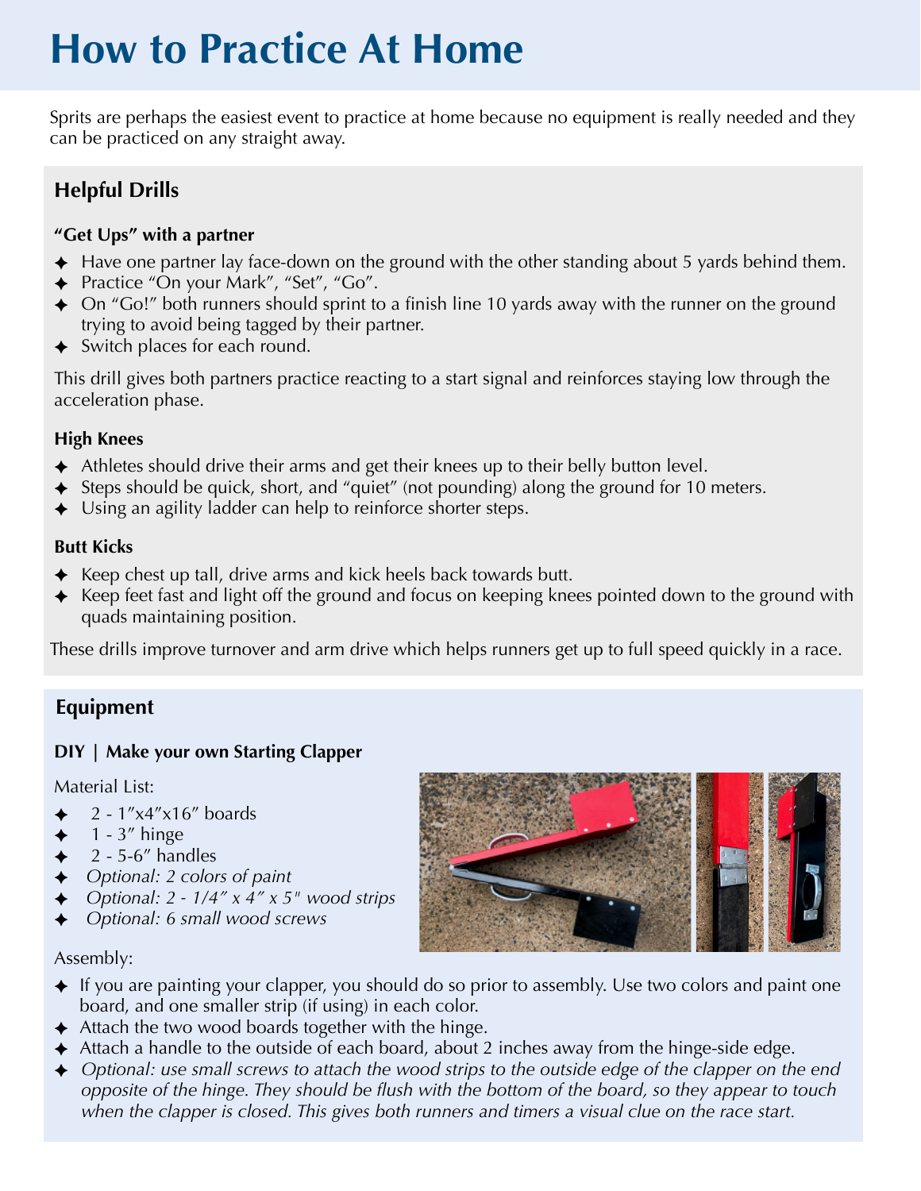# How to Practice At Home

Sprits are perhaps the easiest event to practice at home because no equipment is really needed and they can be practiced on any straight away.

## Helpful Drills

### "Get Ups" with a partner

- Have one partner lay face-down on the ground with the other standing about 5 yards behind them.
- Practice "On your Mark", "Set", "Go".
- On "Go!" both runners should sprint to a finish line 10 yards away with the runner on the ground trying to avoid being tagged by their partner.
- Switch places for each round.

This drill gives both partners practice reacting to a start signal and reinforces staying low through the acceleration phase.

### High Knees

- Athletes should drive their arms and get their knees up to their belly button level.
- Steps should be quick, short, and "quiet" (not pounding) along the ground for 10 meters.
- Using an agility ladder can help to reinforce shorter steps.

### Butt Kicks

- Keep chest up tall, drive arms and kick heels back towards butt.
- Keep feet fast and light off the ground and focus on keeping knees pointed down to the ground with quads maintaining position.

These drills improve turnover and arm drive which helps runners get up to full speed quickly in a race.

## Equipment

### DIY | Make your own Starting Clapper

Material List:

- 2 - 1″x4″x16″ boards
- 1 - 3″ hinge
- 2 - 5-6″ handles
- *Optional: 2 colors of paint*
- *Optional: 2 - 1/4″ x 4″ x 5" wood strips*
- *Optional: 6 small wood screws*

Assembly:

- If you are painting your clapper, you should do so prior to assembly. Use two colors and paint one board, and one smaller strip (if using) in each color.
- Attach the two wood boards together with the hinge.
- Attach a handle to the outside of each board, about 2 inches away from the hinge-side edge.
- *Optional: use small screws to attach the wood strips to the outside edge of the clapper on the end opposite of the hinge. They should be flush with the bottom of the board, so they appear to touch when the clapper is closed. This gives both runners and timers a visual clue on the race start.*